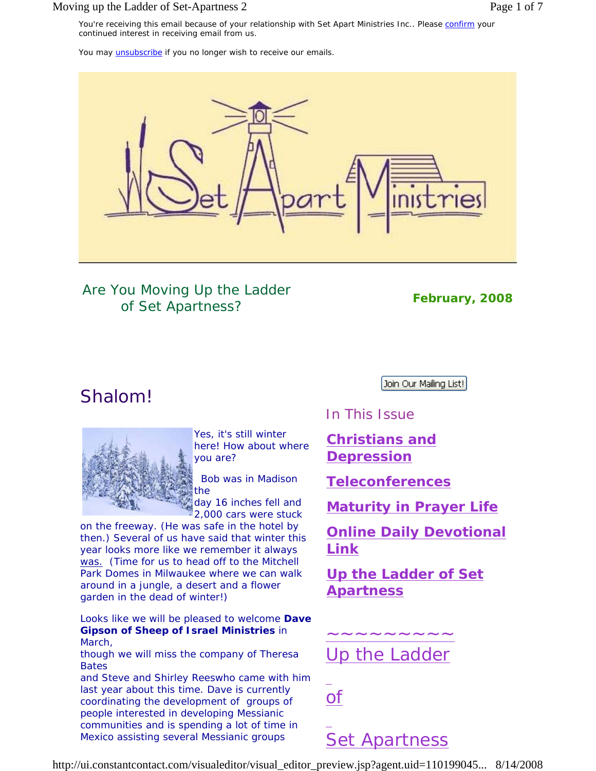You're receiving this email because of your relationship with Set Apart Ministries Inc.. Please confirm your continued interest in receiving email from us.

You may unsubscribe if you no longer wish to receive our emails.

Are You Moving Up the Ladder of Set Apartness?

**February, 2008**

# Shalom!

Yes, it's still winter here! How about where you are?

Bob was in Madison the day 16 inches fell and 2,000 cars were stuck on the freeway. (He was safe in the hotel by then.) Several of us have said that winter this year looks more like we remember it always was. (Time for us to head off to the Mitchell Park Domes in Milwaukee where we can walk around in a jungle, a desert and a flower garden in the dead of winter!)

Looks like we will be pleased to welcome **Dave Gipson of Sheep of Israel Ministries** in March, though we will miss the company of Theresa Bates and Steve and Shirley Reeswho came with him last year about this time. Dave is currently coordinating the development of groups of people interested in developing Messianic communities and is spending a lot of time in Mexico assisting several Messianic groups

Join Our Mailing List!

## In This Issue

**Christians and Depression**

**Teleconferences**

**Maturity in Prayer Life**

**Online Daily Devotional Link**

**Up the Ladder of Set Apartness**

~~~~~~~~~~

Up the Ladder

of

Set Apartness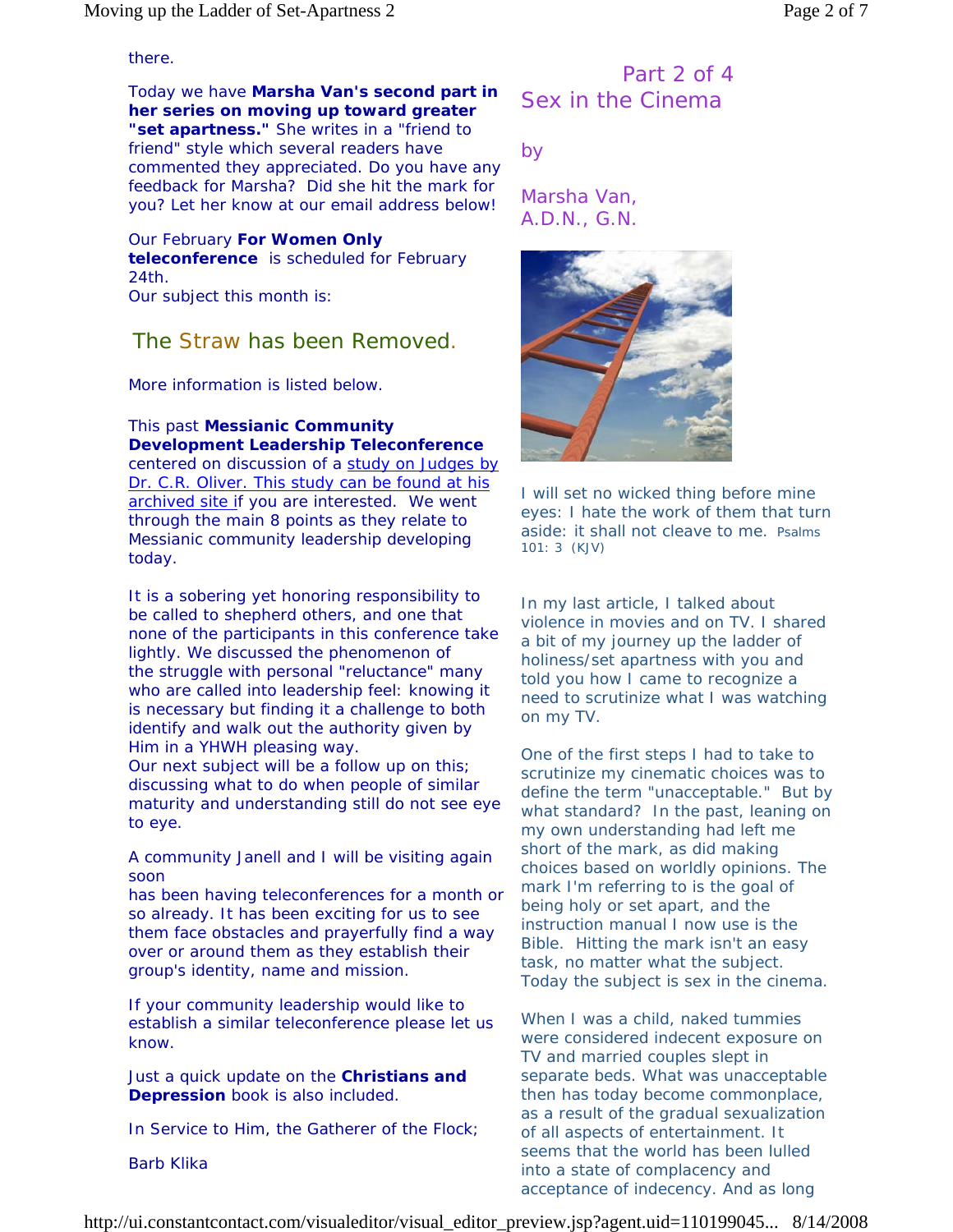there.

Today we have **Marsha Van's second part in her series on moving up toward greater "set apartness."** She writes in a "friend to friend" style which several readers have commented they appreciated. Do you have any feedback for Marsha? Did she hit the mark for you? Let her know at our email address below!

Our February **For Women Only teleconference** is scheduled for February 24th.
Our subject this month is:

## The Straw has been Removed.

More information is listed below.

This past **Messianic Community Development Leadership Teleconference** centered on discussion of a study on Judges by Dr. C.R. Oliver. This study can be found at his archived site if you are interested. We went through the main 8 points as they relate to Messianic community leadership developing today.

It is a sobering yet honoring responsibility to be called to shepherd others, and one that none of the participants in this conference take lightly. We discussed the phenomenon of the struggle with personal "reluctance" many who are called into leadership feel: knowing it is necessary but finding it a challenge to both identify and walk out the authority given by Him in a YHWH pleasing way.
Our next subject will be a follow up on this; discussing what to do when people of similar maturity and understanding still do not see eye to eye.

A community Janell and I will be visiting again soon
has been having teleconferences for a month or so already. It has been exciting for us to see them face obstacles and prayerfully find a way over or around them as they establish their group's identity, name and mission.

If your community leadership would like to establish a similar teleconference please let us know.

Just a quick update on the **Christians and Depression** book is also included.

In Service to Him, the Gatherer of the Flock;

Barb Klika

## Part 2 of 4
## Sex in the Cinema

by

Marsha Van,
A.D.N., G.N.

I will set no wicked thing before mine eyes: I hate the work of them that turn aside: it shall not cleave to me. Psalms 101: 3 (KJV)

In my last article, I talked about violence in movies and on TV. I shared a bit of my journey up the ladder of holiness/set apartness with you and told you how I came to recognize a need to scrutinize what I was watching on my TV.

One of the first steps I had to take to scrutinize my cinematic choices was to define the term "unacceptable." But by what standard? In the past, leaning on my own understanding had left me short of the mark, as did making choices based on worldly opinions. The mark I'm referring to is the goal of being holy or set apart, and the instruction manual I now use is the Bible. Hitting the mark isn't an easy task, no matter what the subject. Today the subject is sex in the cinema.

When I was a child, naked tummies were considered indecent exposure on TV and married couples slept in separate beds. What was unacceptable then has today become commonplace, as a result of the gradual sexualization of all aspects of entertainment. It seems that the world has been lulled into a state of complacency and acceptance of indecency. And as long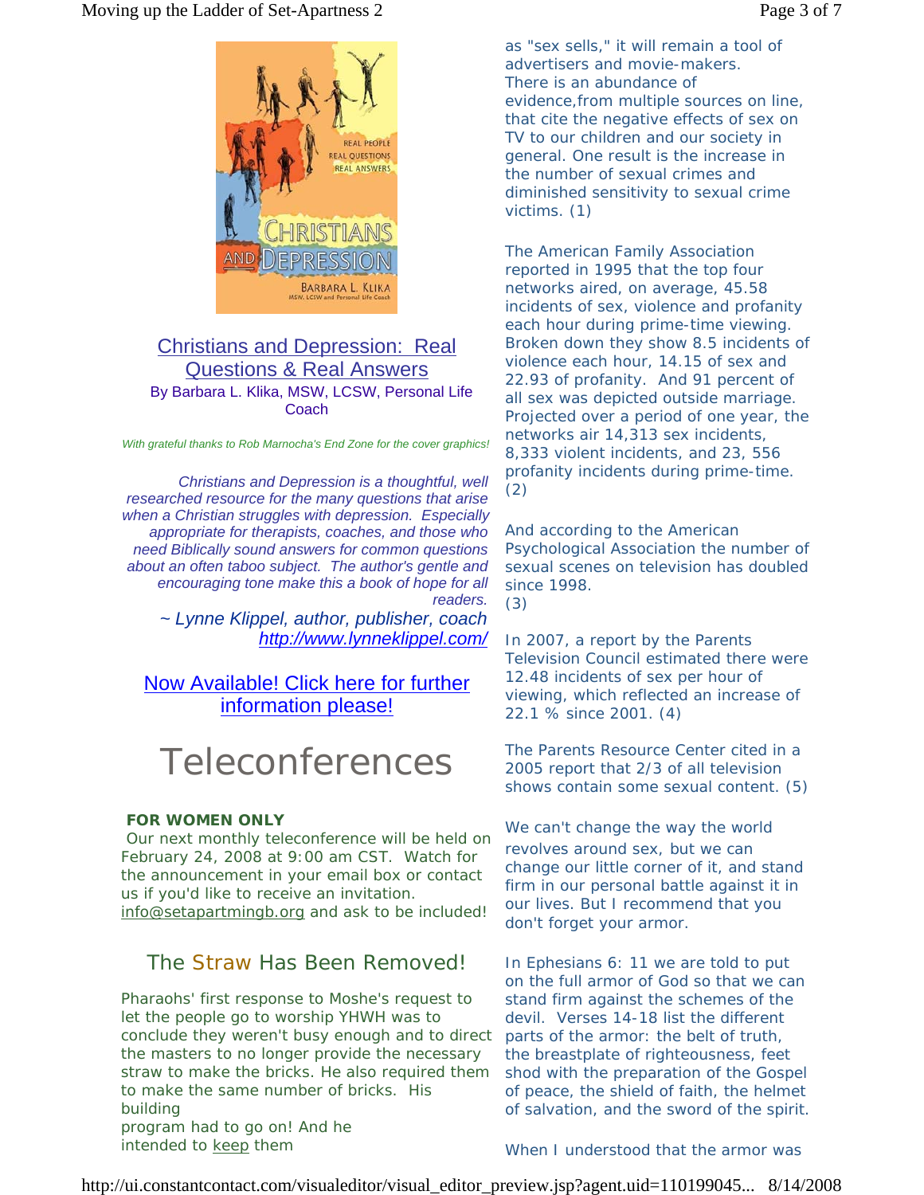## Christians and Depression: Real Questions & Real Answers

By Barbara L. Klika, MSW, LCSW, Personal Life Coach

*With grateful thanks to Rob Marnocha's End Zone for the cover graphics!*

*Christians and Depression is a thoughtful, well researched resource for the many questions that arise when a Christian struggles with depression. Especially appropriate for therapists, coaches, and those who need Biblically sound answers for common questions about an often taboo subject. The author's gentle and encouraging tone make this a book of hope for all readers.*

*~ Lynne Klippel, author, publisher, coach*
*http://www.lynneklippel.com/*

Now Available! Click here for further information please!

# Teleconferences

**FOR WOMEN ONLY**

Our next monthly teleconference will be held on February 24, 2008 at 9:00 am CST. Watch for the announcement in your email box or contact us if you'd like to receive an invitation. info@setapartmingb.org and ask to be included!

## The Straw Has Been Removed!

Pharaohs' first response to Moshe's request to let the people go to worship YHWH was to conclude they weren't busy enough and to direct the masters to no longer provide the necessary straw to make the bricks. He also required them to make the same number of bricks. His building program had to go on! And he intended to keep them

as "sex sells," it will remain a tool of advertisers and movie-makers. There is an abundance of evidence,from multiple sources on line, that cite the negative effects of sex on TV to our children and our society in general. One result is the increase in the number of sexual crimes and diminished sensitivity to sexual crime victims. (1)

The American Family Association reported in 1995 that the top four networks aired, on average, 45.58 incidents of sex, violence and profanity each hour during prime-time viewing. Broken down they show 8.5 incidents of violence each hour, 14.15 of sex and 22.93 of profanity. And 91 percent of all sex was depicted outside marriage. Projected over a period of one year, the networks air 14,313 sex incidents, 8,333 violent incidents, and 23, 556 profanity incidents during prime-time. (2)

And according to the American Psychological Association the number of sexual scenes on television has doubled since 1998. (3)

In 2007, a report by the Parents Television Council estimated there were 12.48 incidents of sex per hour of viewing, which reflected an increase of 22.1 % since 2001. (4)

The Parents Resource Center cited in a 2005 report that 2/3 of all television shows contain some sexual content. (5)

We can't change the way the world revolves around sex, but we can change our little corner of it, and stand firm in our personal battle against it in our lives. But I recommend that you don't forget your armor.

In Ephesians 6: 11 we are told to put on the full armor of God so that we can stand firm against the schemes of the devil. Verses 14-18 list the different parts of the armor: the belt of truth, the breastplate of righteousness, feet shod with the preparation of the Gospel of peace, the shield of faith, the helmet of salvation, and the sword of the spirit.

When I understood that the armor was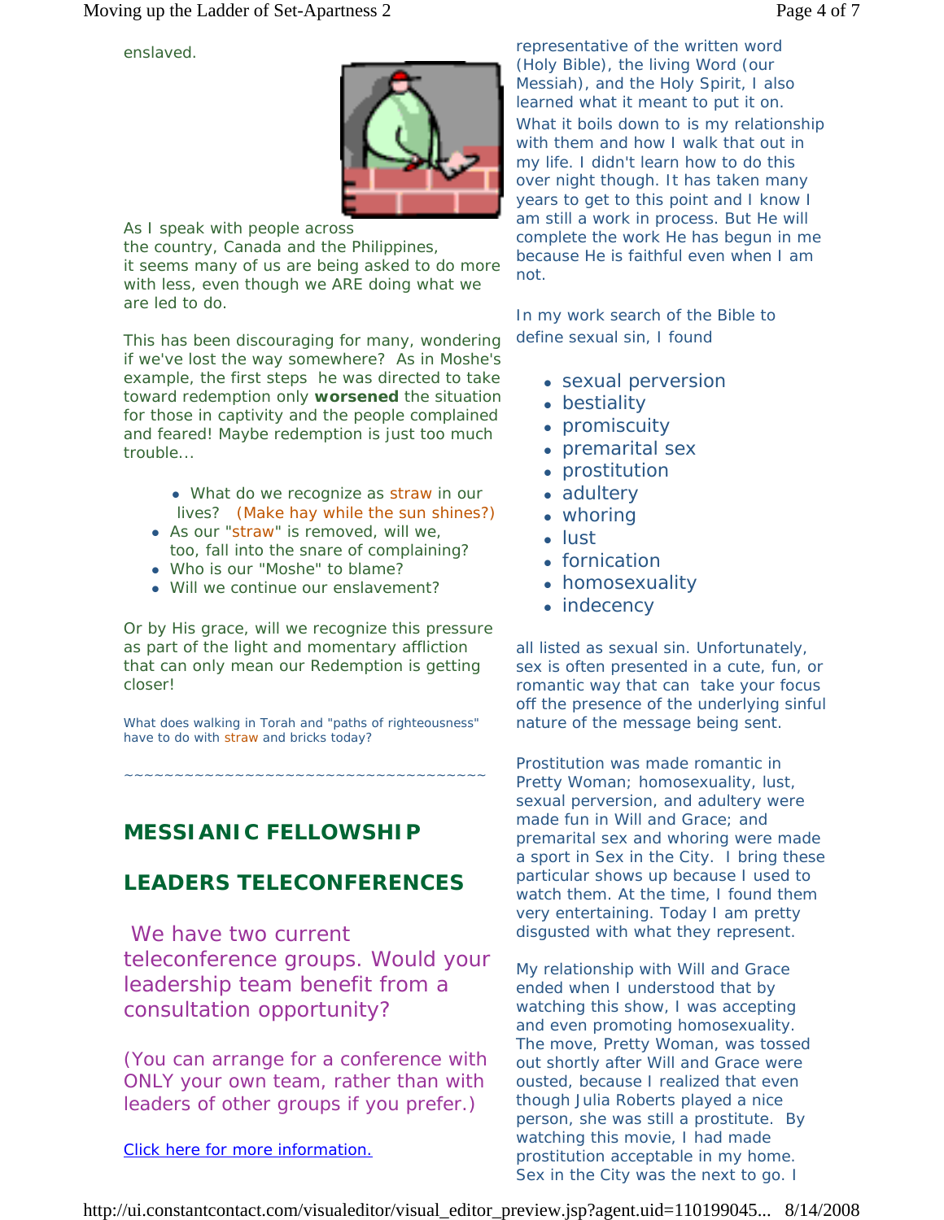enslaved.

As I speak with people across the country, Canada and the Philippines, it seems many of us are being asked to do more with less, even though we ARE doing what we are led to do.

This has been discouraging for many, wondering if we've lost the way somewhere? As in Moshe's example, the first steps he was directed to take toward redemption only **worsened** the situation for those in captivity and the people complained and feared! Maybe redemption is just too much trouble...

- What do we recognize as straw in our lives? (Make hay while the sun shines?)
- As our "straw" is removed, will we, too, fall into the snare of complaining?
- Who is our "Moshe" to blame?
- Will we continue our enslavement?

Or by His grace, will we recognize this pressure as part of the light and momentary affliction that can only mean our Redemption is getting closer!

What does walking in Torah and "paths of righteousness" have to do with straw and bricks today?

~~~~~~~~~~~~~~~~~~~~~~~~~~~~~~~~~~~~

## MESSIANIC FELLOWSHIP

## LEADERS TELECONFERENCES

We have two current teleconference groups. Would your leadership team benefit from a consultation opportunity?

(You can arrange for a conference with ONLY your own team, rather than with leaders of other groups if you prefer.)

Click here for more information.

representative of the written word (Holy Bible), the living Word (our Messiah), and the Holy Spirit, I also learned what it meant to put it on. What it boils down to is my relationship with them and how I walk that out in my life. I didn't learn how to do this over night though. It has taken many years to get to this point and I know I am still a work in process. But He will complete the work He has begun in me because He is faithful even when I am not.

In my work search of the Bible to define sexual sin, I found

- sexual perversion
- bestiality
- promiscuity
- premarital sex
- prostitution
- adultery
- whoring
- lust
- fornication
- homosexuality
- indecency

all listed as sexual sin. Unfortunately, sex is often presented in a cute, fun, or romantic way that can take your focus off the presence of the underlying sinful nature of the message being sent.

Prostitution was made romantic in Pretty Woman; homosexuality, lust, sexual perversion, and adultery were made fun in Will and Grace; and premarital sex and whoring were made a sport in Sex in the City. I bring these particular shows up because I used to watch them. At the time, I found them very entertaining. Today I am pretty disgusted with what they represent.

My relationship with Will and Grace ended when I understood that by watching this show, I was accepting and even promoting homosexuality. The move, Pretty Woman, was tossed out shortly after Will and Grace were ousted, because I realized that even though Julia Roberts played a nice person, she was still a prostitute. By watching this movie, I had made prostitution acceptable in my home. Sex in the City was the next to go. I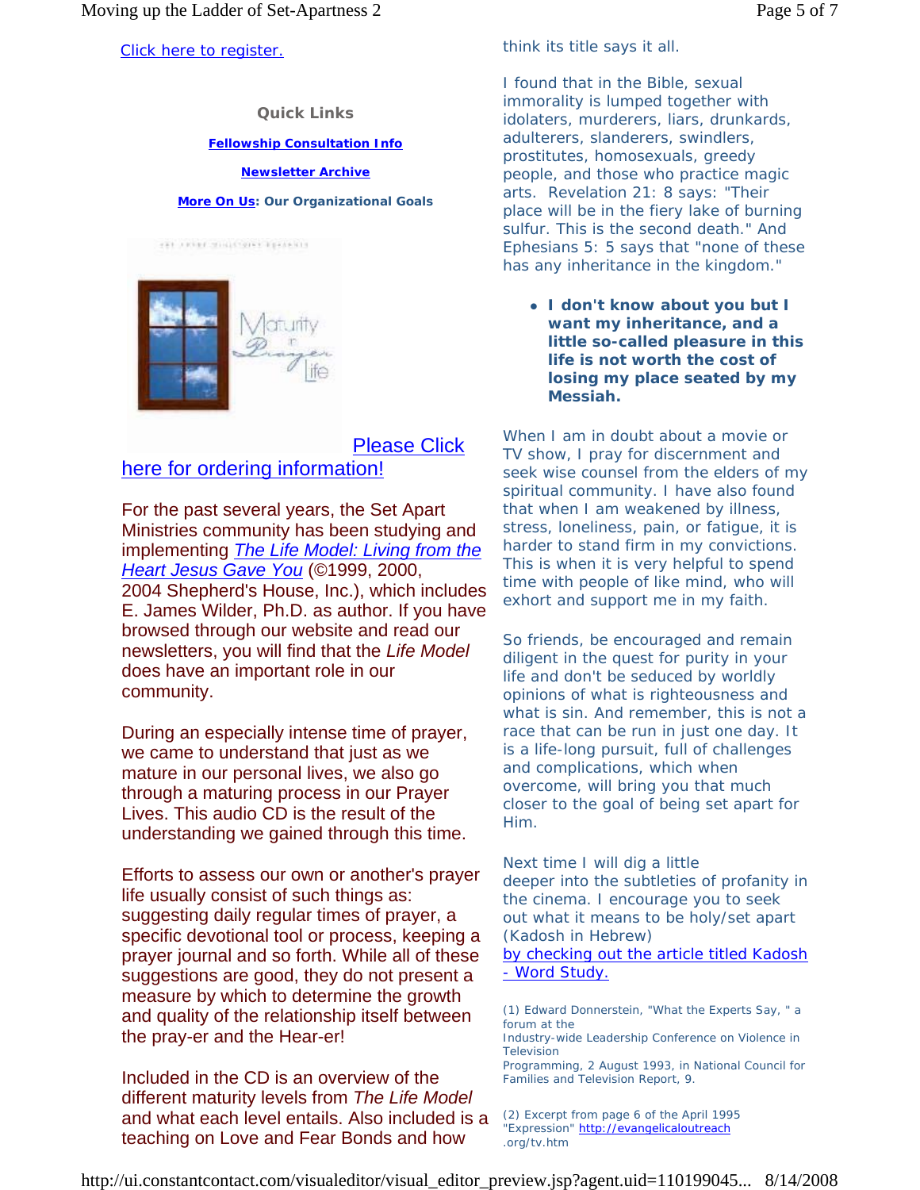Click here to register.

**Quick Links**

**Fellowship Consultation Info**

**Newsletter Archive**

**More On Us: Our Organizational Goals**

Please Click here for ordering information!

For the past several years, the Set Apart Ministries community has been studying and implementing *The Life Model: Living from the Heart Jesus Gave You* (©1999, 2000, 2004 Shepherd's House, Inc.), which includes E. James Wilder, Ph.D. as author. If you have browsed through our website and read our newsletters, you will find that the *Life Model* does have an important role in our community.

During an especially intense time of prayer, we came to understand that just as we mature in our personal lives, we also go through a maturing process in our Prayer Lives. This audio CD is the result of the understanding we gained through this time.

Efforts to assess our own or another's prayer life usually consist of such things as: suggesting daily regular times of prayer, a specific devotional tool or process, keeping a prayer journal and so forth. While all of these suggestions are good, they do not present a measure by which to determine the growth and quality of the relationship itself between the pray-er and the Hear-er!

Included in the CD is an overview of the different maturity levels from *The Life Model* and what each level entails. Also included is a teaching on Love and Fear Bonds and how

think its title says it all.

I found that in the Bible, sexual immorality is lumped together with idolaters, murderers, liars, drunkards, adulterers, slanderers, swindlers, prostitutes, homosexuals, greedy people, and those who practice magic arts. Revelation 21: 8 says: "Their place will be in the fiery lake of burning sulfur. This is the second death." And Ephesians 5: 5 says that "none of these has any inheritance in the kingdom."

- **I don't know about you but I want my inheritance, and a little so-called pleasure in this life is not worth the cost of losing my place seated by my Messiah.**

When I am in doubt about a movie or TV show, I pray for discernment and seek wise counsel from the elders of my spiritual community. I have also found that when I am weakened by illness, stress, loneliness, pain, or fatigue, it is harder to stand firm in my convictions. This is when it is very helpful to spend time with people of like mind, who will exhort and support me in my faith.

So friends, be encouraged and remain diligent in the quest for purity in your life and don't be seduced by worldly opinions of what is righteousness and what is sin. And remember, this is not a race that can be run in just one day. It is a life-long pursuit, full of challenges and complications, which when overcome, will bring you that much closer to the goal of being set apart for Him.

Next time I will dig a little deeper into the subtleties of profanity in the cinema. I encourage you to seek out what it means to be holy/set apart (Kadosh in Hebrew) by checking out the article titled Kadosh - Word Study.

(1) Edward Donnerstein, "What the Experts Say, " a forum at the Industry-wide Leadership Conference on Violence in Television Programming, 2 August 1993, in National Council for Families and Television Report, 9.

(2) Excerpt from page 6 of the April 1995 "Expression" http://evangelicaloutreach.org/tv.htm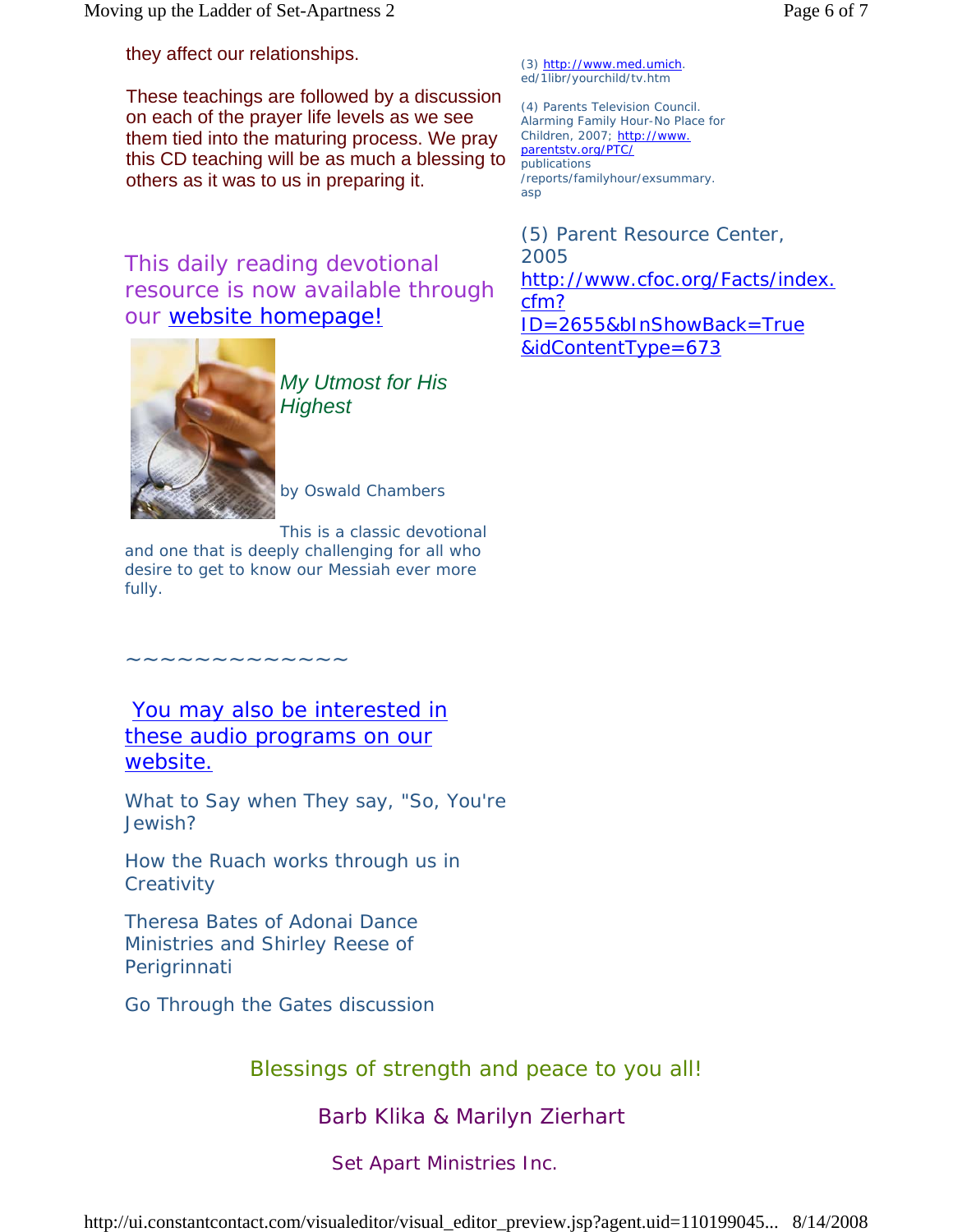they affect our relationships.

These teachings are followed by a discussion on each of the prayer life levels as we see them tied into the maturing process. We pray this CD teaching will be as much a blessing to others as it was to us in preparing it.

This daily reading devotional resource is now available through our website homepage!

*My Utmost for His Highest*

by Oswald Chambers

This is a classic devotional and one that is deeply challenging for all who desire to get to know our Messiah ever more fully.

~~~~~~~~~~~~~~

You may also be interested in these audio programs on our website.

What to Say when They say, "So, You're Jewish?

How the Ruach works through us in Creativity

Theresa Bates of Adonai Dance Ministries and Shirley Reese of Perigrinnati

Go Through the Gates discussion

(3) http://www.med.umich.ed/1libr/yourchild/tv.htm

(4) Parents Television Council. Alarming Family Hour-No Place for Children, 2007; http://www.parentstv.org/PTC/publications/reports/familyhour/exsummary.asp

(5) Parent Resource Center, 2005 http://www.cfoc.org/Facts/index.cfm?ID=2655&bInShowBack=True&idContentType=673

Blessings of strength and peace to you all!

Barb Klika & Marilyn Zierhart

Set Apart Ministries Inc.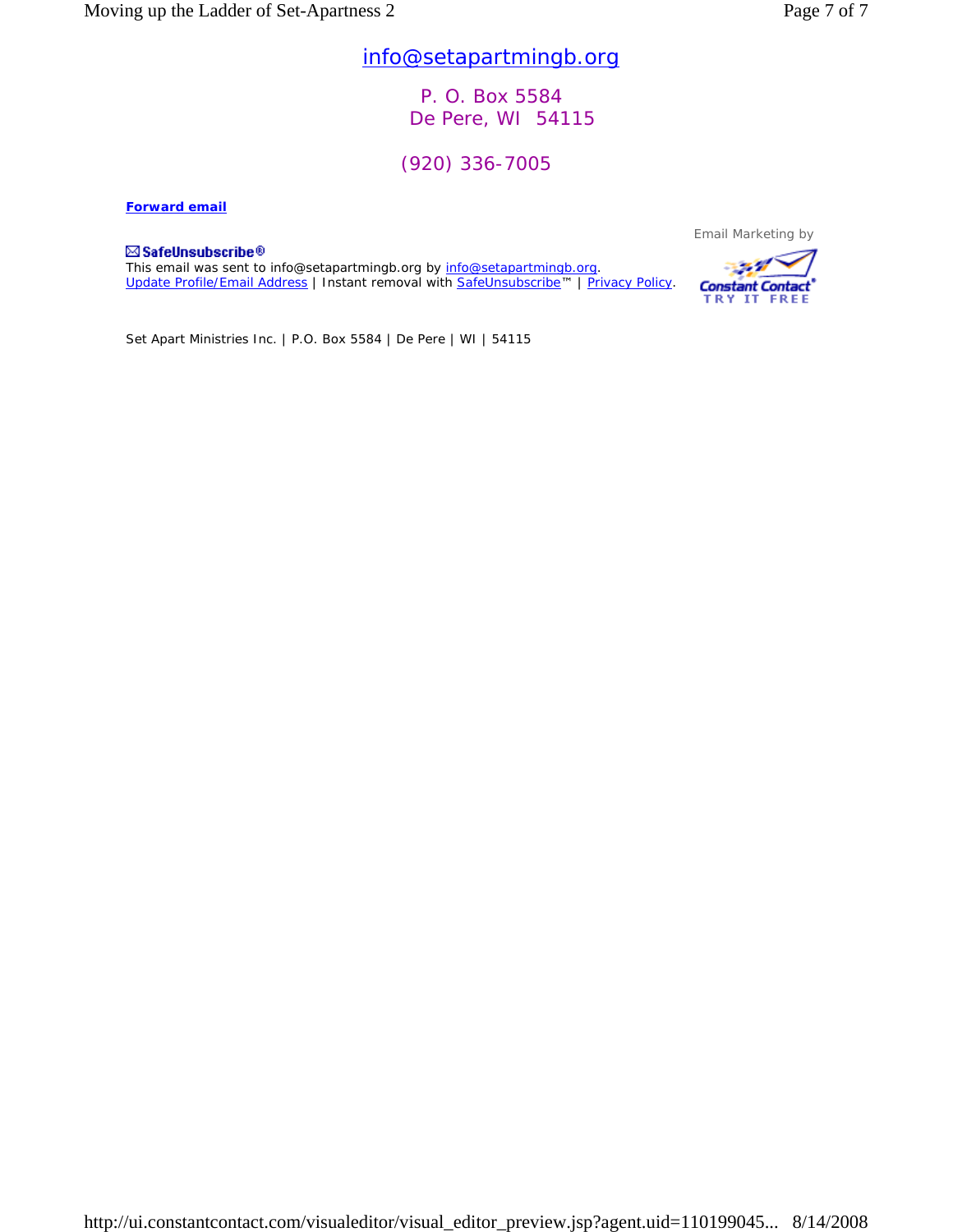info@setapartmingb.org

P. O. Box 5584
De Pere, WI  54115

(920) 336-7005

**Forward email**

Email Marketing by

**SafeUnsubscribe®**
This email was sent to info@setapartmingb.org by info@setapartmingb.org.
Update Profile/Email Address | Instant removal with SafeUnsubscribe™ | Privacy Policy.

Constant Contact®
TRY IT FREE

Set Apart Ministries Inc. | P.O. Box 5584 | De Pere | WI | 54115